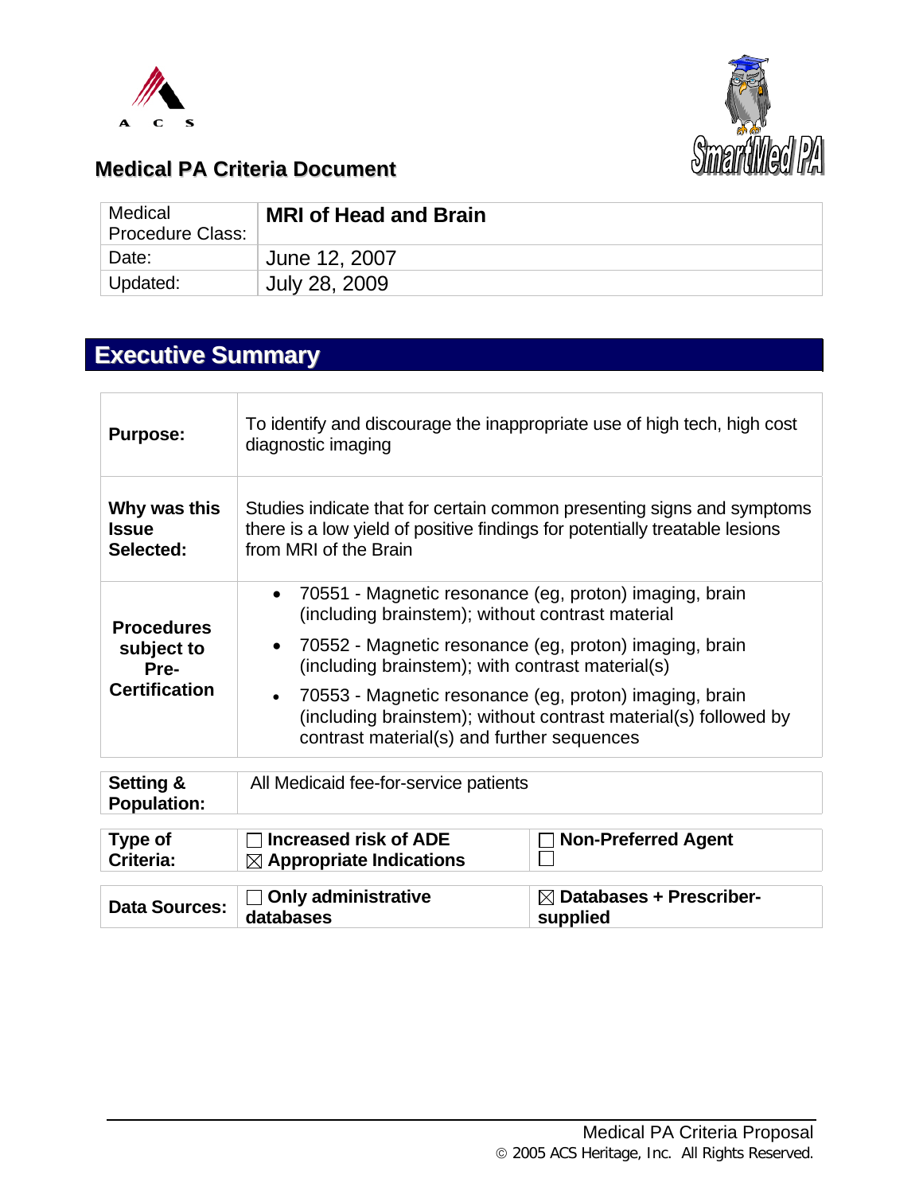## Medical PA Criteria Document

| Medical Procedure Class: | **MRI of Head and Brain** |
|---|---|
| Date: | June 12, 2007 |
| Updated: | July 28, 2009 |

# Executive Summary

| | |
|---|---|
| **Purpose:** | To identify and discourage the inappropriate use of high tech, high cost diagnostic imaging |
| **Why was this Issue Selected:** | Studies indicate that for certain common presenting signs and symptoms there is a low yield of positive findings for potentially treatable lesions from MRI of the Brain |
| **Procedures subject to Pre-Certification** | • 70551 - Magnetic resonance (eg, proton) imaging, brain (including brainstem); without contrast material<br>• 70552 - Magnetic resonance (eg, proton) imaging, brain (including brainstem); with contrast material(s)<br>• 70553 - Magnetic resonance (eg, proton) imaging, brain (including brainstem); without contrast material(s) followed by contrast material(s) and further sequences |

| | |
|---|---|
| **Setting & Population:** | All Medicaid fee-for-service patients |

| | | |
|---|---|---|
| **Type of Criteria:** | ☐ **Increased risk of ADE**<br>☒ **Appropriate Indications** | ☐ **Non-Preferred Agent**<br>☐ |

| | | |
|---|---|---|
| **Data Sources:** | ☐ **Only administrative databases** | ☒ **Databases + Prescriber-supplied** |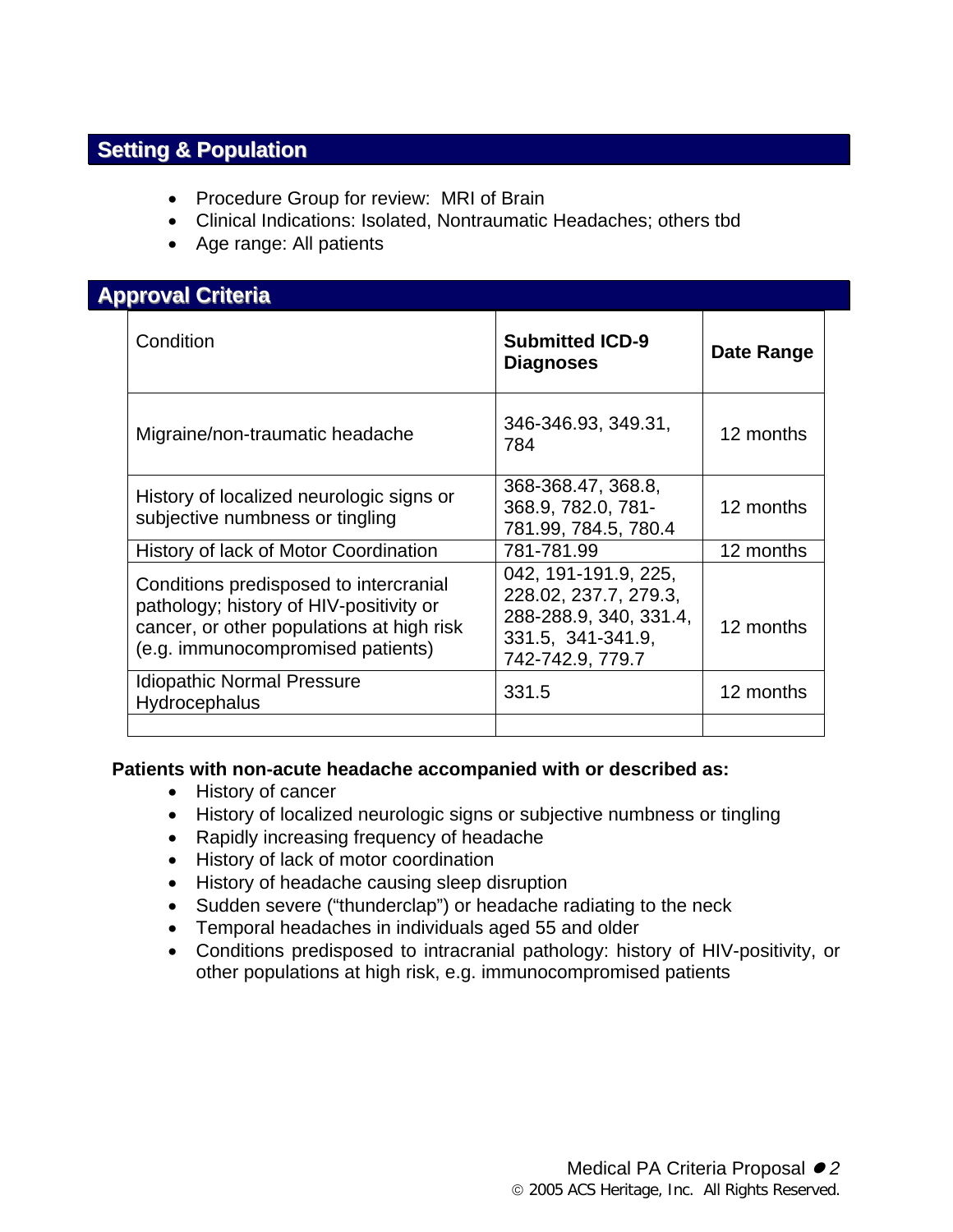## Setting & Population

- Procedure Group for review: MRI of Brain
- Clinical Indications: Isolated, Nontraumatic Headaches; others tbd
- Age range: All patients

## Approval Criteria

| Condition | **Submitted ICD-9 Diagnoses** | **Date Range** |
|---|---|---|
| Migraine/non-traumatic headache | 346-346.93, 349.31, 784 | 12 months |
| History of localized neurologic signs or subjective numbness or tingling | 368-368.47, 368.8, 368.9, 782.0, 781-781.99, 784.5, 780.4 | 12 months |
| History of lack of Motor Coordination | 781-781.99 | 12 months |
| Conditions predisposed to intercranial pathology; history of HIV-positivity or cancer, or other populations at high risk (e.g. immunocompromised patients) | 042, 191-191.9, 225, 228.02, 237.7, 279.3, 288-288.9, 340, 331.4, 331.5, 341-341.9, 742-742.9, 779.7 | 12 months |
| Idiopathic Normal Pressure Hydrocephalus | 331.5 | 12 months |
| | | |

**Patients with non-acute headache accompanied with or described as:**

- History of cancer
- History of localized neurologic signs or subjective numbness or tingling
- Rapidly increasing frequency of headache
- History of lack of motor coordination
- History of headache causing sleep disruption
- Sudden severe ("thunderclap") or headache radiating to the neck
- Temporal headaches in individuals aged 55 and older
- Conditions predisposed to intracranial pathology: history of HIV-positivity, or other populations at high risk, e.g. immunocompromised patients

Medical PA Criteria Proposal

© 2005 ACS Heritage, Inc. All Rights Reserved.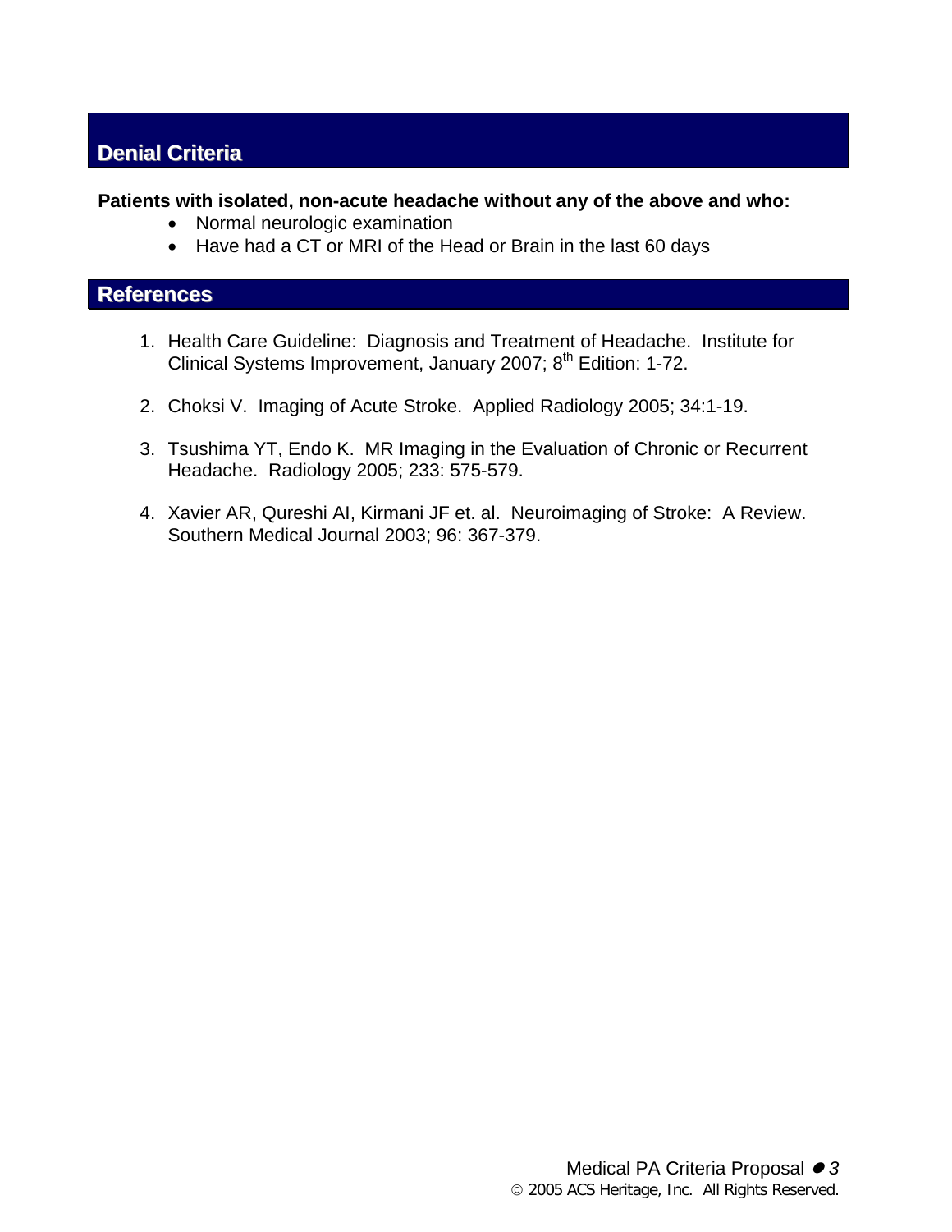## Denial Criteria

**Patients with isolated, non-acute headache without any of the above and who:**

- Normal neurologic examination
- Have had a CT or MRI of the Head or Brain in the last 60 days

## References

1. Health Care Guideline: Diagnosis and Treatment of Headache. Institute for Clinical Systems Improvement, January 2007; 8th Edition: 1-72.
2. Choksi V. Imaging of Acute Stroke. Applied Radiology 2005; 34:1-19.
3. Tsushima YT, Endo K. MR Imaging in the Evaluation of Chronic or Recurrent Headache. Radiology 2005; 233: 575-579.
4. Xavier AR, Qureshi AI, Kirmani JF et. al. Neuroimaging of Stroke: A Review. Southern Medical Journal 2003; 96: 367-379.